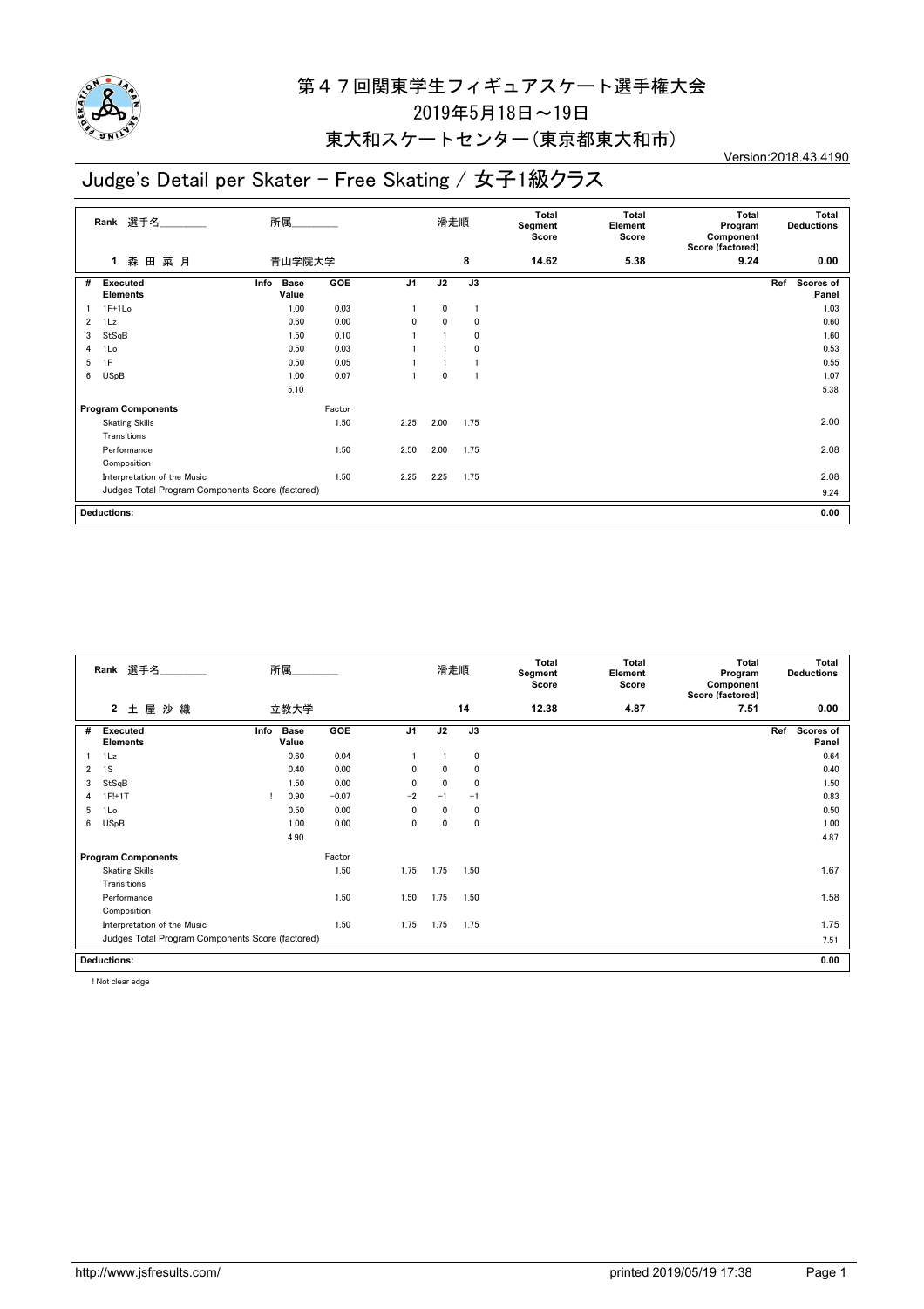# 第４７回関東学生フィギュアスケート選手権大会

2019年5月18日～19日

東大和スケートセンター（東京都東大和市）

Version:2018.43.4190

## Judge's Detail per Skater - Free Skating / 女子1級クラス

| Rank | 選手名 | 所属 | 滑走順 | Total Segment Score | Total Element Score | Total Program Component Score (factored) | Total Deductions |
|---|---|---|---|---|---|---|---|
| 1 | 森 田 菜 月 | 青山学院大学 | 8 | 14.62 | 5.38 | 9.24 | 0.00 |

| # | Executed Elements | Info | Base Value | GOE | J1 | J2 | J3 | Ref | Scores of Panel |
|---|---|---|---|---|---|---|---|---|---|
| 1 | 1F+1Lo | | 1.00 | 0.03 | 1 | 0 | 1 | | 1.03 |
| 2 | 1Lz | | 0.60 | 0.00 | 0 | 0 | 0 | | 0.60 |
| 3 | StSqB | | 1.50 | 0.10 | 1 | 1 | 0 | | 1.60 |
| 4 | 1Lo | | 0.50 | 0.03 | 1 | 1 | 0 | | 0.53 |
| 5 | 1F | | 0.50 | 0.05 | 1 | 1 | 1 | | 0.55 |
| 6 | USpB | | 1.00 | 0.07 | 1 | 0 | 1 | | 1.07 |
| | | | 5.10 | | | | | | 5.38 |

| Program Components | Factor | J1 | J2 | J3 | Scores of Panel |
|---|---|---|---|---|---|
| Skating Skills | 1.50 | 2.25 | 2.00 | 1.75 | 2.00 |
| Transitions | | | | | |
| Performance | 1.50 | 2.50 | 2.00 | 1.75 | 2.08 |
| Composition | | | | | |
| Interpretation of the Music | 1.50 | 2.25 | 2.25 | 1.75 | 2.08 |
| Judges Total Program Components Score (factored) | | | | | 9.24 |

**Deductions:** 0.00

| Rank | 選手名 | 所属 | 滑走順 | Total Segment Score | Total Element Score | Total Program Component Score (factored) | Total Deductions |
|---|---|---|---|---|---|---|---|
| 2 | 土 屋 沙 織 | 立教大学 | 14 | 12.38 | 4.87 | 7.51 | 0.00 |

| # | Executed Elements | Info | Base Value | GOE | J1 | J2 | J3 | Ref | Scores of Panel |
|---|---|---|---|---|---|---|---|---|---|
| 1 | 1Lz | | 0.60 | 0.04 | 1 | 1 | 0 | | 0.64 |
| 2 | 1S | | 0.40 | 0.00 | 0 | 0 | 0 | | 0.40 |
| 3 | StSqB | | 1.50 | 0.00 | 0 | 0 | 0 | | 1.50 |
| 4 | 1F!+1T | ! | 0.90 | −0.07 | −2 | −1 | −1 | | 0.83 |
| 5 | 1Lo | | 0.50 | 0.00 | 0 | 0 | 0 | | 0.50 |
| 6 | USpB | | 1.00 | 0.00 | 0 | 0 | 0 | | 1.00 |
| | | | 4.90 | | | | | | 4.87 |

| Program Components | Factor | J1 | J2 | J3 | Scores of Panel |
|---|---|---|---|---|---|
| Skating Skills | 1.50 | 1.75 | 1.75 | 1.50 | 1.67 |
| Transitions | | | | | |
| Performance | 1.50 | 1.50 | 1.75 | 1.50 | 1.58 |
| Composition | | | | | |
| Interpretation of the Music | 1.50 | 1.75 | 1.75 | 1.75 | 1.75 |
| Judges Total Program Components Score (factored) | | | | | 7.51 |

**Deductions:** 0.00

! Not clear edge

http://www.jsfresults.com/ printed 2019/05/19 17:38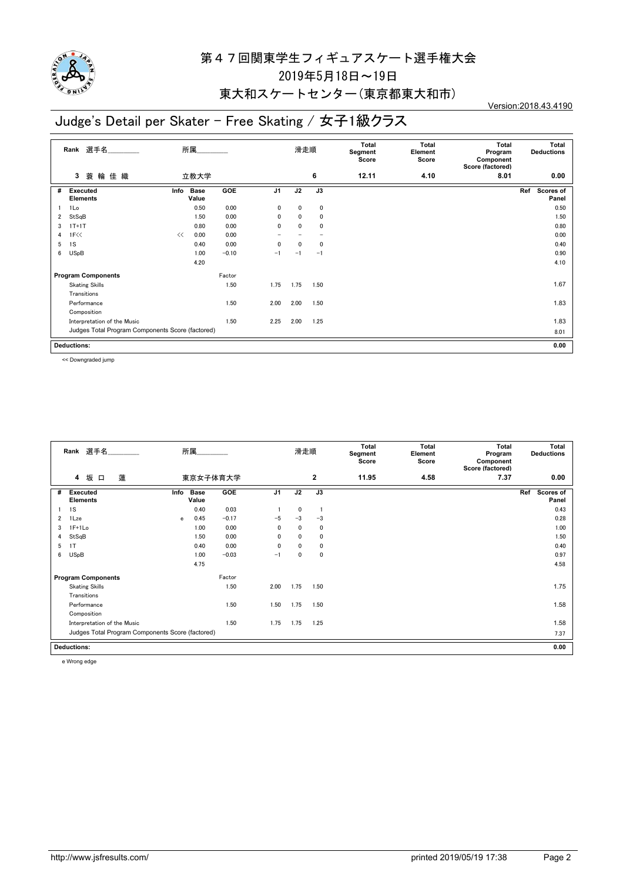# 第４７回関東学生フィギュアスケート選手権大会

2019年5月18日～19日

東大和スケートセンター(東京都東大和市)

Version:2018.43.4190

## Judge's Detail per Skater - Free Skating / 女子1級クラス

| Rank | 選手名 | 所属 | 滑走順 | Total Segment Score | Total Element Score | Total Program Component Score (factored) | Total Deductions |
|---|---|---|---|---|---|---|---|
| 3 | 蓑 輪 佳 織 | 立教大学 | 6 | 12.11 | 4.10 | 8.01 | 0.00 |

| # | Executed Elements | Info | Base Value | GOE | J1 | J2 | J3 | Ref | Scores of Panel |
|---|---|---|---|---|---|---|---|---|---|
| 1 | 1Lo | | 0.50 | 0.00 | 0 | 0 | 0 | | 0.50 |
| 2 | StSqB | | 1.50 | 0.00 | 0 | 0 | 0 | | 1.50 |
| 3 | 1T+1T | | 0.80 | 0.00 | 0 | 0 | 0 | | 0.80 |
| 4 | 1F<< | << | 0.00 | 0.00 | – | – | – | | 0.00 |
| 5 | 1S | | 0.40 | 0.00 | 0 | 0 | 0 | | 0.40 |
| 6 | USpB | | 1.00 | −0.10 | −1 | −1 | −1 | | 0.90 |
| | | | 4.20 | | | | | | 4.10 |

| Program Components | Factor | J1 | J2 | J3 | Scores of Panel |
|---|---|---|---|---|---|
| Skating Skills | 1.50 | 1.75 | 1.75 | 1.50 | 1.67 |
| Transitions | | | | | |
| Performance | 1.50 | 2.00 | 2.00 | 1.50 | 1.83 |
| Composition | | | | | |
| Interpretation of the Music | 1.50 | 2.25 | 2.00 | 1.25 | 1.83 |
| Judges Total Program Components Score (factored) | | | | | 8.01 |

| Deductions: | 0.00 |
|---|---|

<< Downgraded jump

| Rank | 選手名 | 所属 | 滑走順 | Total Segment Score | Total Element Score | Total Program Component Score (factored) | Total Deductions |
|---|---|---|---|---|---|---|---|
| 4 | 坂 口 蓮 | 東京女子体育大学 | 2 | 11.95 | 4.58 | 7.37 | 0.00 |

| # | Executed Elements | Info | Base Value | GOE | J1 | J2 | J3 | Ref | Scores of Panel |
|---|---|---|---|---|---|---|---|---|---|
| 1 | 1S | | 0.40 | 0.03 | 1 | 0 | 1 | | 0.43 |
| 2 | 1Lze | e | 0.45 | −0.17 | −5 | −3 | −3 | | 0.28 |
| 3 | 1F+1Lo | | 1.00 | 0.00 | 0 | 0 | 0 | | 1.00 |
| 4 | StSqB | | 1.50 | 0.00 | 0 | 0 | 0 | | 1.50 |
| 5 | 1T | | 0.40 | 0.00 | 0 | 0 | 0 | | 0.40 |
| 6 | USpB | | 1.00 | −0.03 | −1 | 0 | 0 | | 0.97 |
| | | | 4.75 | | | | | | 4.58 |

| Program Components | Factor | J1 | J2 | J3 | Scores of Panel |
|---|---|---|---|---|---|
| Skating Skills | 1.50 | 2.00 | 1.75 | 1.50 | 1.75 |
| Transitions | | | | | |
| Performance | 1.50 | 1.50 | 1.75 | 1.50 | 1.58 |
| Composition | | | | | |
| Interpretation of the Music | 1.50 | 1.75 | 1.75 | 1.25 | 1.58 |
| Judges Total Program Components Score (factored) | | | | | 7.37 |

| Deductions: | 0.00 |
|---|---|

e Wrong edge

http://www.jsfresults.com/ printed 2019/05/19 17:38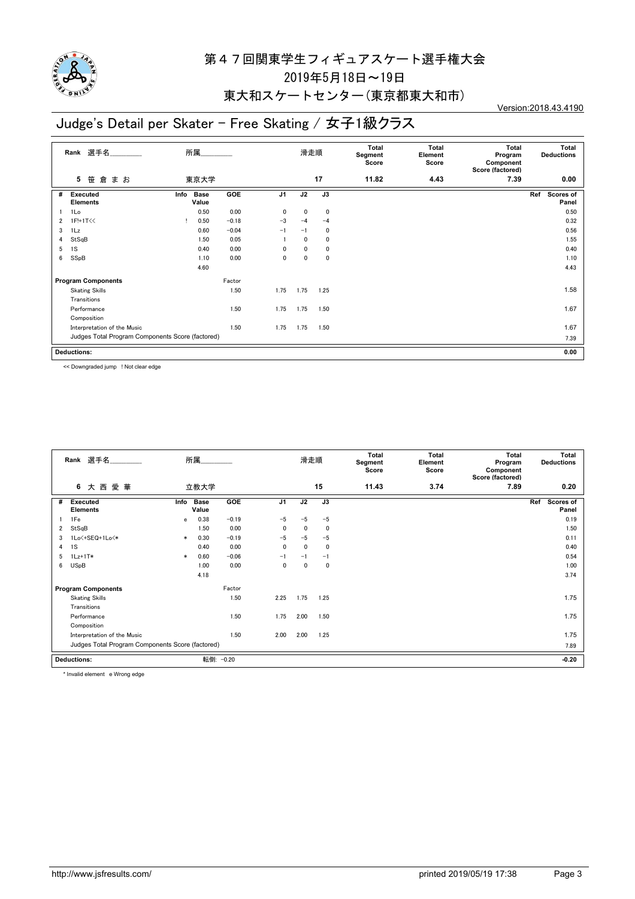# 第４７回関東学生フィギュアスケート選手権大会

2019年5月18日～19日

東大和スケートセンター（東京都東大和市）

Version:2018.43.4190

## Judge's Detail per Skater - Free Skating / 女子1級クラス

| Rank | 選手名 | 所属 | 滑走順 | Total Segment Score | Total Element Score | Total Program Component Score (factored) | Total Deductions |
|---|---|---|---|---|---|---|---|
| 5 | 笹 倉 ま お | 東京大学 | 17 | 11.82 | 4.43 | 7.39 | 0.00 |

| # | Executed Elements | Info | Base Value | GOE | J1 | J2 | J3 | Ref | Scores of Panel |
|---|---|---|---|---|---|---|---|---|---|
| 1 | 1Lo | | 0.50 | 0.00 | 0 | 0 | 0 | | 0.50 |
| 2 | 1F!+1T<< | ! | 0.50 | −0.18 | −3 | −4 | −4 | | 0.32 |
| 3 | 1Lz | | 0.60 | −0.04 | −1 | −1 | 0 | | 0.56 |
| 4 | StSqB | | 1.50 | 0.05 | 1 | 0 | 0 | | 1.55 |
| 5 | 1S | | 0.40 | 0.00 | 0 | 0 | 0 | | 0.40 |
| 6 | SSpB | | 1.10 | 0.00 | 0 | 0 | 0 | | 1.10 |
| | | | 4.60 | | | | | | 4.43 |

| Program Components | Factor | J1 | J2 | J3 | Scores of Panel |
|---|---|---|---|---|---|
| Skating Skills | 1.50 | 1.75 | 1.75 | 1.25 | 1.58 |
| Transitions | | | | | |
| Performance | 1.50 | 1.75 | 1.75 | 1.50 | 1.67 |
| Composition | | | | | |
| Interpretation of the Music | 1.50 | 1.75 | 1.75 | 1.50 | 1.67 |
| Judges Total Program Components Score (factored) | | | | | 7.39 |

**Deductions:** 0.00

<< Downgraded jump ! Not clear edge

| Rank | 選手名 | 所属 | 滑走順 | Total Segment Score | Total Element Score | Total Program Component Score (factored) | Total Deductions |
|---|---|---|---|---|---|---|---|
| 6 | 大 西 愛 華 | 立教大学 | 15 | 11.43 | 3.74 | 7.89 | 0.20 |

| # | Executed Elements | Info | Base Value | GOE | J1 | J2 | J3 | Ref | Scores of Panel |
|---|---|---|---|---|---|---|---|---|---|
| 1 | 1Fe | e | 0.38 | −0.19 | −5 | −5 | −5 | | 0.19 |
| 2 | StSqB | | 1.50 | 0.00 | 0 | 0 | 0 | | 1.50 |
| 3 | 1Lo<+SEQ+1Lo<* | * | 0.30 | −0.19 | −5 | −5 | −5 | | 0.11 |
| 4 | 1S | | 0.40 | 0.00 | 0 | 0 | 0 | | 0.40 |
| 5 | 1Lz+1T* | * | 0.60 | −0.06 | −1 | −1 | −1 | | 0.54 |
| 6 | USpB | | 1.00 | 0.00 | 0 | 0 | 0 | | 1.00 |
| | | | 4.18 | | | | | | 3.74 |

| Program Components | Factor | J1 | J2 | J3 | Scores of Panel |
|---|---|---|---|---|---|
| Skating Skills | 1.50 | 2.25 | 1.75 | 1.25 | 1.75 |
| Transitions | | | | | |
| Performance | 1.50 | 1.75 | 2.00 | 1.50 | 1.75 |
| Composition | | | | | |
| Interpretation of the Music | 1.50 | 2.00 | 2.00 | 1.25 | 1.75 |
| Judges Total Program Components Score (factored) | | | | | 7.89 |

**Deductions:** 転倒: −0.20 　　−0.20

* Invalid element e Wrong edge

http://www.jsfresults.com/ printed 2019/05/19 17:38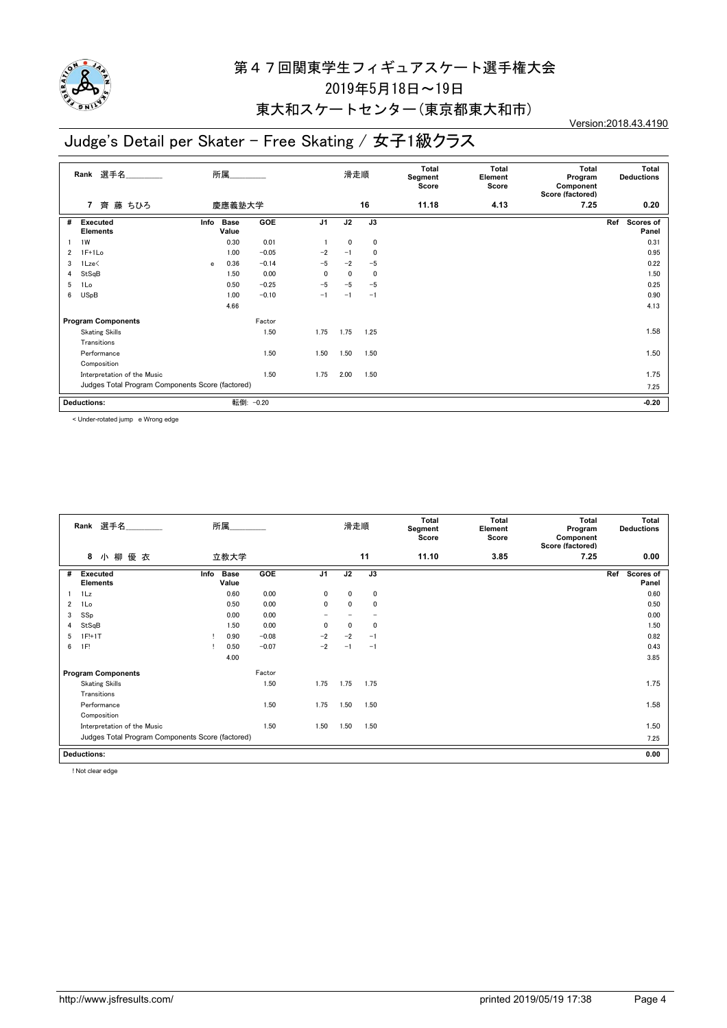# 第４７回関東学生フィギュアスケート選手権大会

2019年5月18日～19日

東大和スケートセンター（東京都東大和市）

Version:2018.43.4190

## Judge's Detail per Skater - Free Skating / 女子1級クラス

| Rank | 選手名 | 所属 | 滑走順 | Total Segment Score | Total Element Score | Total Program Component Score (factored) | Total Deductions |
|---|---|---|---|---|---|---|---|
| 7 | 齊 藤 ちひろ | 慶應義塾大学 | 16 | 11.18 | 4.13 | 7.25 | 0.20 |

| # | Executed Elements | Info | Base Value | GOE | J1 | J2 | J3 | Ref | Scores of Panel |
|---|---|---|---|---|---|---|---|---|---|
| 1 | 1W | | 0.30 | 0.01 | 1 | 0 | 0 | | 0.31 |
| 2 | 1F+1Lo | | 1.00 | −0.05 | −2 | −1 | 0 | | 0.95 |
| 3 | 1Lze< | e | 0.36 | −0.14 | −5 | −2 | −5 | | 0.22 |
| 4 | StSqB | | 1.50 | 0.00 | 0 | 0 | 0 | | 1.50 |
| 5 | 1Lo | | 0.50 | −0.25 | −5 | −5 | −5 | | 0.25 |
| 6 | USpB | | 1.00 | −0.10 | −1 | −1 | −1 | | 0.90 |
| | | | 4.66 | | | | | | 4.13 |
| | **Program Components** | | | Factor | | | | | |
| | Skating Skills | | | 1.50 | 1.75 | 1.75 | 1.25 | | 1.58 |
| | Transitions | | | | | | | | |
| | Performance | | | 1.50 | 1.50 | 1.50 | 1.50 | | 1.50 |
| | Composition | | | | | | | | |
| | Interpretation of the Music | | | 1.50 | 1.75 | 2.00 | 1.50 | | 1.75 |
| | Judges Total Program Components Score (factored) | | | | | | | | 7.25 |
| | **Deductions:** | | | 転倒: −0.20 | | | | | −0.20 |

< Under-rotated jump e Wrong edge

| Rank | 選手名 | 所属 | 滑走順 | Total Segment Score | Total Element Score | Total Program Component Score (factored) | Total Deductions |
|---|---|---|---|---|---|---|---|
| 8 | 小 柳 優 衣 | 立教大学 | 11 | 11.10 | 3.85 | 7.25 | 0.00 |

| # | Executed Elements | Info | Base Value | GOE | J1 | J2 | J3 | Ref | Scores of Panel |
|---|---|---|---|---|---|---|---|---|---|
| 1 | 1Lz | | 0.60 | 0.00 | 0 | 0 | 0 | | 0.60 |
| 2 | 1Lo | | 0.50 | 0.00 | 0 | 0 | 0 | | 0.50 |
| 3 | SSp | | 0.00 | 0.00 | − | − | − | | 0.00 |
| 4 | StSqB | | 1.50 | 0.00 | 0 | 0 | 0 | | 1.50 |
| 5 | 1F!+1T | ! | 0.90 | −0.08 | −2 | −2 | −1 | | 0.82 |
| 6 | 1F! | ! | 0.50 | −0.07 | −2 | −1 | −1 | | 0.43 |
| | | | 4.00 | | | | | | 3.85 |
| | **Program Components** | | | Factor | | | | | |
| | Skating Skills | | | 1.50 | 1.75 | 1.75 | 1.75 | | 1.75 |
| | Transitions | | | | | | | | |
| | Performance | | | 1.50 | 1.75 | 1.50 | 1.50 | | 1.58 |
| | Composition | | | | | | | | |
| | Interpretation of the Music | | | 1.50 | 1.50 | 1.50 | 1.50 | | 1.50 |
| | Judges Total Program Components Score (factored) | | | | | | | | 7.25 |
| | **Deductions:** | | | | | | | | 0.00 |

! Not clear edge

http://www.jsfresults.com/ printed 2019/05/19 17:38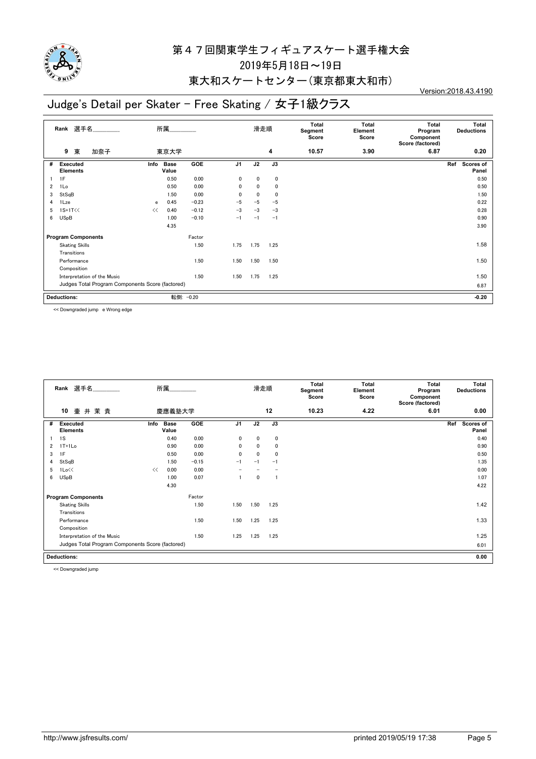# 第４７回関東学生フィギュアスケート選手権大会

2019年5月18日～19日

東大和スケートセンター（東京都東大和市）

Version:2018.43.4190

## Judge's Detail per Skater - Free Skating / 女子1級クラス

| Rank | 選手名 | 所属 | 滑走順 | Total Segment Score | Total Element Score | Total Program Component Score (factored) | Total Deductions |
|---|---|---|---|---|---|---|---|
| 9 | 東　加奈子 | 東京大学 | 4 | 10.57 | 3.90 | 6.87 | 0.20 |

| # | Executed Elements | Info | Base Value | GOE | J1 | J2 | J3 | Ref | Scores of Panel |
|---|---|---|---|---|---|---|---|---|---|
| 1 | 1F | | 0.50 | 0.00 | 0 | 0 | 0 | | 0.50 |
| 2 | 1Lo | | 0.50 | 0.00 | 0 | 0 | 0 | | 0.50 |
| 3 | StSqB | | 1.50 | 0.00 | 0 | 0 | 0 | | 1.50 |
| 4 | 1Lze | e | 0.45 | -0.23 | -5 | -5 | -5 | | 0.22 |
| 5 | 1S+1T<< | << | 0.40 | -0.12 | -3 | -3 | -3 | | 0.28 |
| 6 | USpB | | 1.00 | -0.10 | -1 | -1 | -1 | | 0.90 |
| | | | 4.35 | | | | | | 3.90 |

| Program Components | Factor | J1 | J2 | J3 | Scores of Panel |
|---|---|---|---|---|---|
| Skating Skills / Transitions | 1.50 | 1.75 | 1.75 | 1.25 | 1.58 |
| Performance / Composition | 1.50 | 1.50 | 1.50 | 1.50 | 1.50 |
| Interpretation of the Music | 1.50 | 1.50 | 1.75 | 1.25 | 1.50 |
| Judges Total Program Components Score (factored) | | | | | 6.87 |

| Deductions: | 転倒: -0.20 | -0.20 |
|---|---|---|

<< Downgraded jump　e Wrong edge

| Rank | 選手名 | 所属 | 滑走順 | Total Segment Score | Total Element Score | Total Program Component Score (factored) | Total Deductions |
|---|---|---|---|---|---|---|---|
| 10 | 壷 井 茉 貴 | 慶應義塾大学 | 12 | 10.23 | 4.22 | 6.01 | 0.00 |

| # | Executed Elements | Info | Base Value | GOE | J1 | J2 | J3 | Ref | Scores of Panel |
|---|---|---|---|---|---|---|---|---|---|
| 1 | 1S | | 0.40 | 0.00 | 0 | 0 | 0 | | 0.40 |
| 2 | 1T+1Lo | | 0.90 | 0.00 | 0 | 0 | 0 | | 0.90 |
| 3 | 1F | | 0.50 | 0.00 | 0 | 0 | 0 | | 0.50 |
| 4 | StSqB | | 1.50 | -0.15 | -1 | -1 | -1 | | 1.35 |
| 5 | 1Lo<< | << | 0.00 | 0.00 | - | - | - | | 0.00 |
| 6 | USpB | | 1.00 | 0.07 | 1 | 0 | 1 | | 1.07 |
| | | | 4.30 | | | | | | 4.22 |

| Program Components | Factor | J1 | J2 | J3 | Scores of Panel |
|---|---|---|---|---|---|
| Skating Skills / Transitions | 1.50 | 1.50 | 1.50 | 1.25 | 1.42 |
| Performance / Composition | 1.50 | 1.50 | 1.25 | 1.25 | 1.33 |
| Interpretation of the Music | 1.50 | 1.25 | 1.25 | 1.25 | 1.25 |
| Judges Total Program Components Score (factored) | | | | | 6.01 |

| Deductions: | | 0.00 |
|---|---|---|

<< Downgraded jump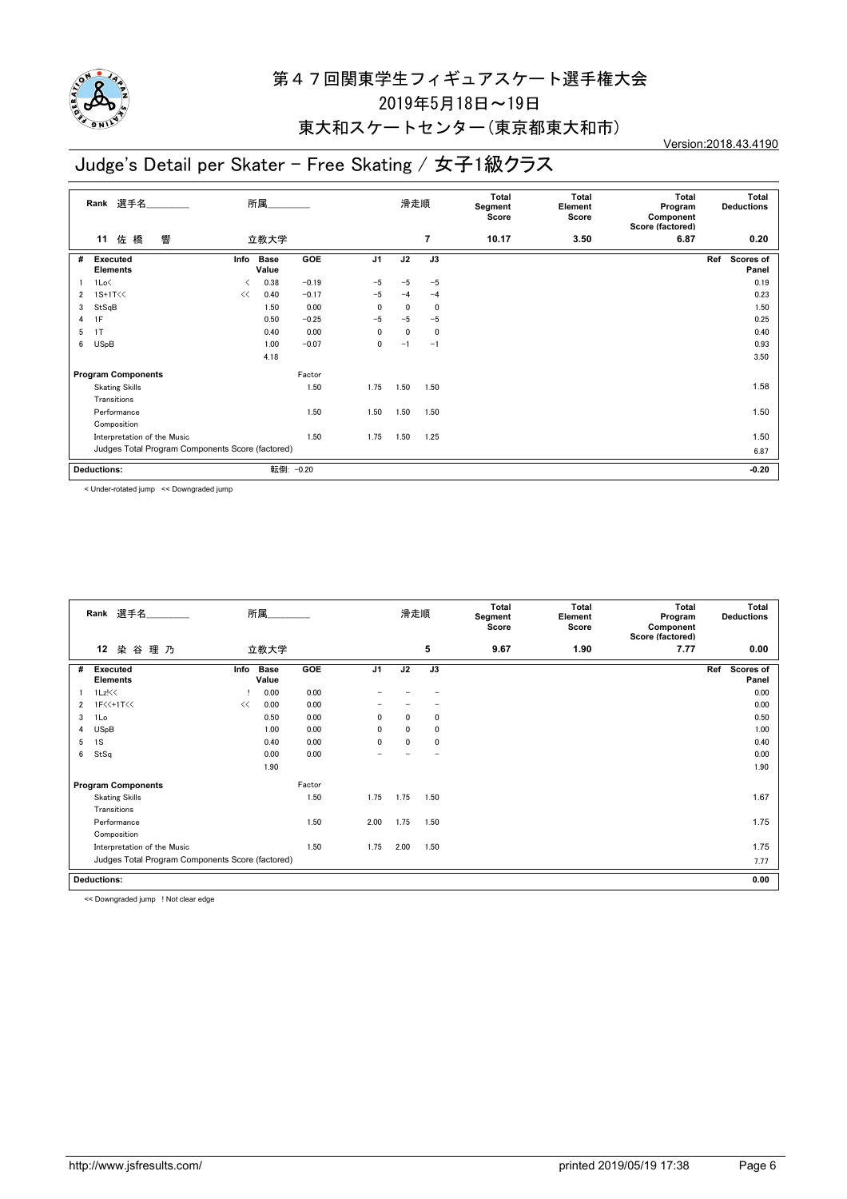# 第４７回関東学生フィギュアスケート選手権大会

2019年5月18日～19日

東大和スケートセンター(東京都東大和市)

Version:2018.43.4190

## Judge's Detail per Skater - Free Skating / 女子1級クラス

| Rank | 選手名 | 所属 | 滑走順 | Total Segment Score | Total Element Score | Total Program Component Score (factored) | Total Deductions |
|---|---|---|---|---|---|---|---|
| 11 | 佐 橋 響 | 立教大学 | 7 | 10.17 | 3.50 | 6.87 | 0.20 |

| # | Executed Elements | Info | Base Value | GOE | J1 | J2 | J3 | Ref | Scores of Panel |
|---|---|---|---|---|---|---|---|---|---|
| 1 | 1Lo< | < | 0.38 | -0.19 | -5 | -5 | -5 | | 0.19 |
| 2 | 1S+1T<< | << | 0.40 | -0.17 | -5 | -4 | -4 | | 0.23 |
| 3 | StSqB | | 1.50 | 0.00 | 0 | 0 | 0 | | 1.50 |
| 4 | 1F | | 0.50 | -0.25 | -5 | -5 | -5 | | 0.25 |
| 5 | 1T | | 0.40 | 0.00 | 0 | 0 | 0 | | 0.40 |
| 6 | USpB | | 1.00 | -0.07 | 0 | -1 | -1 | | 0.93 |
| | | | 4.18 | | | | | | 3.50 |

| Program Components | Factor | J1 | J2 | J3 | Scores of Panel |
|---|---|---|---|---|---|
| Skating Skills | 1.50 | 1.75 | 1.50 | 1.50 | 1.58 |
| Transitions | | | | | |
| Performance | 1.50 | 1.50 | 1.50 | 1.50 | 1.50 |
| Composition | | | | | |
| Interpretation of the Music | 1.50 | 1.75 | 1.50 | 1.25 | 1.50 |
| Judges Total Program Components Score (factored) | | | | | 6.87 |

| Deductions: | 転倒: -0.20 | -0.20 |
|---|---|---|

< Under-rotated jump << Downgraded jump

| Rank | 選手名 | 所属 | 滑走順 | Total Segment Score | Total Element Score | Total Program Component Score (factored) | Total Deductions |
|---|---|---|---|---|---|---|---|
| 12 | 染 谷 理 乃 | 立教大学 | 5 | 9.67 | 1.90 | 7.77 | 0.00 |

| # | Executed Elements | Info | Base Value | GOE | J1 | J2 | J3 | Ref | Scores of Panel |
|---|---|---|---|---|---|---|---|---|---|
| 1 | 1Lz!<< | ! | 0.00 | 0.00 | - | - | - | | 0.00 |
| 2 | 1F<<+1T<< | << | 0.00 | 0.00 | - | - | - | | 0.00 |
| 3 | 1Lo | | 0.50 | 0.00 | 0 | 0 | 0 | | 0.50 |
| 4 | USpB | | 1.00 | 0.00 | 0 | 0 | 0 | | 1.00 |
| 5 | 1S | | 0.40 | 0.00 | 0 | 0 | 0 | | 0.40 |
| 6 | StSq | | 0.00 | 0.00 | - | - | - | | 0.00 |
| | | | 1.90 | | | | | | 1.90 |

| Program Components | Factor | J1 | J2 | J3 | Scores of Panel |
|---|---|---|---|---|---|
| Skating Skills | 1.50 | 1.75 | 1.75 | 1.50 | 1.67 |
| Transitions | | | | | |
| Performance | 1.50 | 2.00 | 1.75 | 1.50 | 1.75 |
| Composition | | | | | |
| Interpretation of the Music | 1.50 | 1.75 | 2.00 | 1.50 | 1.75 |
| Judges Total Program Components Score (factored) | | | | | 7.77 |

| Deductions: | | 0.00 |
|---|---|---|

<< Downgraded jump ! Not clear edge

http://www.jsfresults.com/ printed 2019/05/19 17:38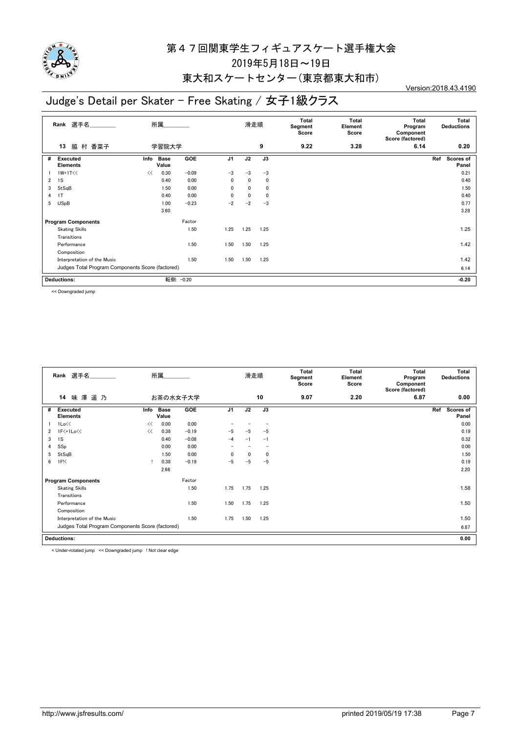# 第４７回関東学生フィギュアスケート選手権大会

2019年5月18日～19日

東大和スケートセンター（東京都東大和市）

Version:2018.43.4190

## Judge's Detail per Skater - Free Skating / 女子1級クラス

| Rank | 選手名 | 所属 | 滑走順 | Total Segment Score | Total Element Score | Total Program Component Score (factored) | Total Deductions |
|---|---|---|---|---|---|---|---|
| 13 | 脇 村 香菜子 | 学習院大学 | 9 | 9.22 | 3.28 | 6.14 | 0.20 |

| # | Executed Elements | Info | Base Value | GOE | J1 | J2 | J3 | Ref | Scores of Panel |
|---|---|---|---|---|---|---|---|---|---|
| 1 | 1W+1T<< | << | 0.30 | −0.09 | −3 | −3 | −3 | | 0.21 |
| 2 | 1S | | 0.40 | 0.00 | 0 | 0 | 0 | | 0.40 |
| 3 | StSqB | | 1.50 | 0.00 | 0 | 0 | 0 | | 1.50 |
| 4 | 1T | | 0.40 | 0.00 | 0 | 0 | 0 | | 0.40 |
| 5 | USpB | | 1.00 | −0.23 | −2 | −2 | −3 | | 0.77 |
| | | | 3.60 | | | | | | 3.28 |
| | **Program Components** | | | Factor | | | | | |
| | Skating Skills | | | 1.50 | 1.25 | 1.25 | 1.25 | | 1.25 |
| | Transitions | | | | | | | | |
| | Performance | | | 1.50 | 1.50 | 1.50 | 1.25 | | 1.42 |
| | Composition | | | | | | | | |
| | Interpretation of the Music | | | 1.50 | 1.50 | 1.50 | 1.25 | | 1.42 |
| | Judges Total Program Components Score (factored) | | | | | | | | 6.14 |
| | **Deductions:** | | 転倒: −0.20 | | | | | | −0.20 |

<< Downgraded jump

| Rank | 選手名 | 所属 | 滑走順 | Total Segment Score | Total Element Score | Total Program Component Score (factored) | Total Deductions |
|---|---|---|---|---|---|---|---|
| 14 | 味 澤 遥 乃 | お茶の水女子大学 | 10 | 9.07 | 2.20 | 6.87 | 0.00 |

| # | Executed Elements | Info | Base Value | GOE | J1 | J2 | J3 | Ref | Scores of Panel |
|---|---|---|---|---|---|---|---|---|---|
| 1 | 1Lo<< | << | 0.00 | 0.00 | − | − | − | | 0.00 |
| 2 | 1F<+1Lo<< | << | 0.38 | −0.19 | −5 | −5 | −5 | | 0.19 |
| 3 | 1S | | 0.40 | −0.08 | −4 | −1 | −1 | | 0.32 |
| 4 | SSp | | 0.00 | 0.00 | − | − | − | | 0.00 |
| 5 | StSqB | | 1.50 | 0.00 | 0 | 0 | 0 | | 1.50 |
| 6 | 1F!< | ! | 0.38 | −0.19 | −5 | −5 | −5 | | 0.19 |
| | | | 2.66 | | | | | | 2.20 |
| | **Program Components** | | | Factor | | | | | |
| | Skating Skills | | | 1.50 | 1.75 | 1.75 | 1.25 | | 1.58 |
| | Transitions | | | | | | | | |
| | Performance | | | 1.50 | 1.50 | 1.75 | 1.25 | | 1.50 |
| | Composition | | | | | | | | |
| | Interpretation of the Music | | | 1.50 | 1.75 | 1.50 | 1.25 | | 1.50 |
| | Judges Total Program Components Score (factored) | | | | | | | | 6.87 |
| | **Deductions:** | | | | | | | | 0.00 |

< Under-rotated jump << Downgraded jump ! Not clear edge

http://www.jsfresults.com/ printed 2019/05/19 17:38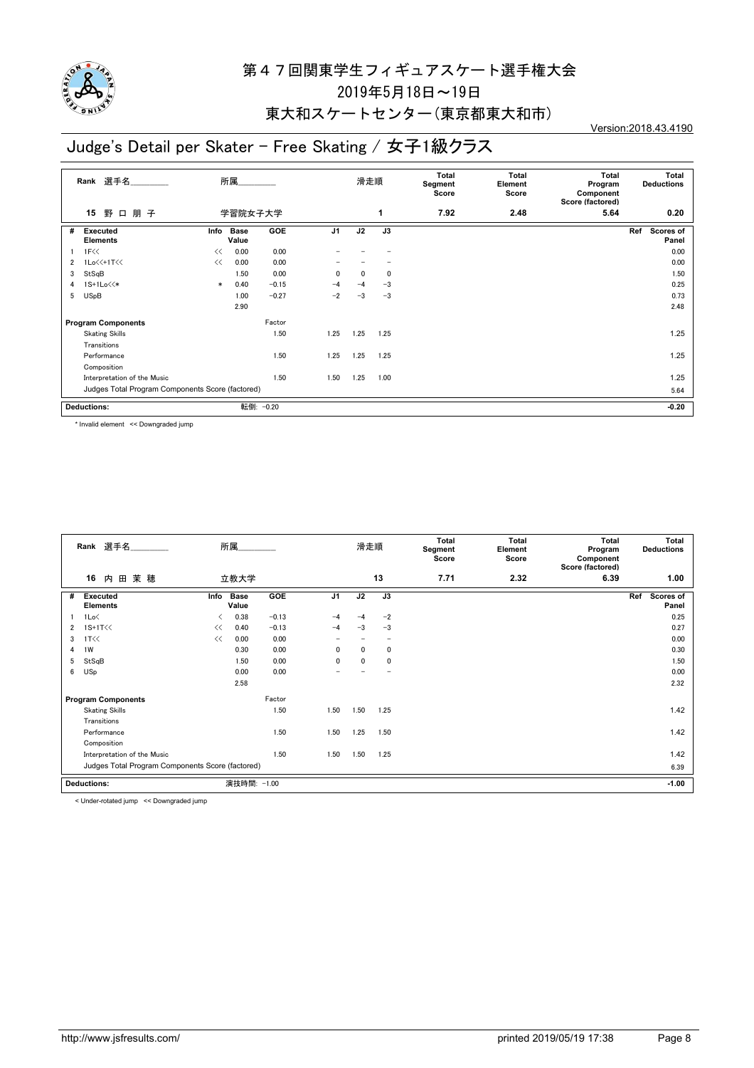# 第４７回関東学生フィギュアスケート選手権大会
## 2019年5月18日～19日
## 東大和スケートセンター（東京都東大和市）

Version:2018.43.4190

# Judge's Detail per Skater - Free Skating / 女子1級クラス

| Rank | 選手名 | 所属 | 滑走順 | Total Segment Score | Total Element Score | Total Program Component Score (factored) | Total Deductions |
|---|---|---|---|---|---|---|---|
| 15 | 野 口 朋 子 | 学習院女子大学 | 1 | 7.92 | 2.48 | 5.64 | 0.20 |

| # | Executed Elements | Info | Base Value | GOE | J1 | J2 | J3 | Ref | Scores of Panel |
|---|---|---|---|---|---|---|---|---|---|
| 1 | 1F<< | << | 0.00 | 0.00 | – | – | – | | 0.00 |
| 2 | 1Lo<<+1T<< | << | 0.00 | 0.00 | – | – | – | | 0.00 |
| 3 | StSqB | | 1.50 | 0.00 | 0 | 0 | 0 | | 1.50 |
| 4 | 1S+1Lo<<* | * | 0.40 | -0.15 | -4 | -4 | -3 | | 0.25 |
| 5 | USpB | | 1.00 | -0.27 | -2 | -3 | -3 | | 0.73 |
| | | | 2.90 | | | | | | 2.48 |

| Program Components | Factor | J1 | J2 | J3 | Scores of Panel |
|---|---|---|---|---|---|
| Skating Skills | 1.50 | 1.25 | 1.25 | 1.25 | 1.25 |
| Transitions | | | | | |
| Performance | 1.50 | 1.25 | 1.25 | 1.25 | 1.25 |
| Composition | | | | | |
| Interpretation of the Music | 1.50 | 1.50 | 1.25 | 1.00 | 1.25 |
| Judges Total Program Components Score (factored) | | | | | 5.64 |

| Deductions: | 転倒: -0.20 | -0.20 |
|---|---|---|

\* Invalid element << Downgraded jump

| Rank | 選手名 | 所属 | 滑走順 | Total Segment Score | Total Element Score | Total Program Component Score (factored) | Total Deductions |
|---|---|---|---|---|---|---|---|
| 16 | 内 田 茉 穂 | 立教大学 | 13 | 7.71 | 2.32 | 6.39 | 1.00 |

| # | Executed Elements | Info | Base Value | GOE | J1 | J2 | J3 | Ref | Scores of Panel |
|---|---|---|---|---|---|---|---|---|---|
| 1 | 1Lo< | < | 0.38 | -0.13 | -4 | -4 | -2 | | 0.25 |
| 2 | 1S+1T<< | << | 0.40 | -0.13 | -4 | -3 | -3 | | 0.27 |
| 3 | 1T<< | << | 0.00 | 0.00 | – | – | – | | 0.00 |
| 4 | 1W | | 0.30 | 0.00 | 0 | 0 | 0 | | 0.30 |
| 5 | StSqB | | 1.50 | 0.00 | 0 | 0 | 0 | | 1.50 |
| 6 | USp | | 0.00 | 0.00 | – | – | – | | 0.00 |
| | | | 2.58 | | | | | | 2.32 |

| Program Components | Factor | J1 | J2 | J3 | Scores of Panel |
|---|---|---|---|---|---|
| Skating Skills | 1.50 | 1.50 | 1.50 | 1.25 | 1.42 |
| Transitions | | | | | |
| Performance | 1.50 | 1.50 | 1.25 | 1.50 | 1.42 |
| Composition | | | | | |
| Interpretation of the Music | 1.50 | 1.50 | 1.50 | 1.25 | 1.42 |
| Judges Total Program Components Score (factored) | | | | | 6.39 |

| Deductions: | 演技時間: -1.00 | -1.00 |
|---|---|---|

< Under-rotated jump << Downgraded jump

http://www.jsfresults.com/ printed 2019/05/19 17:38